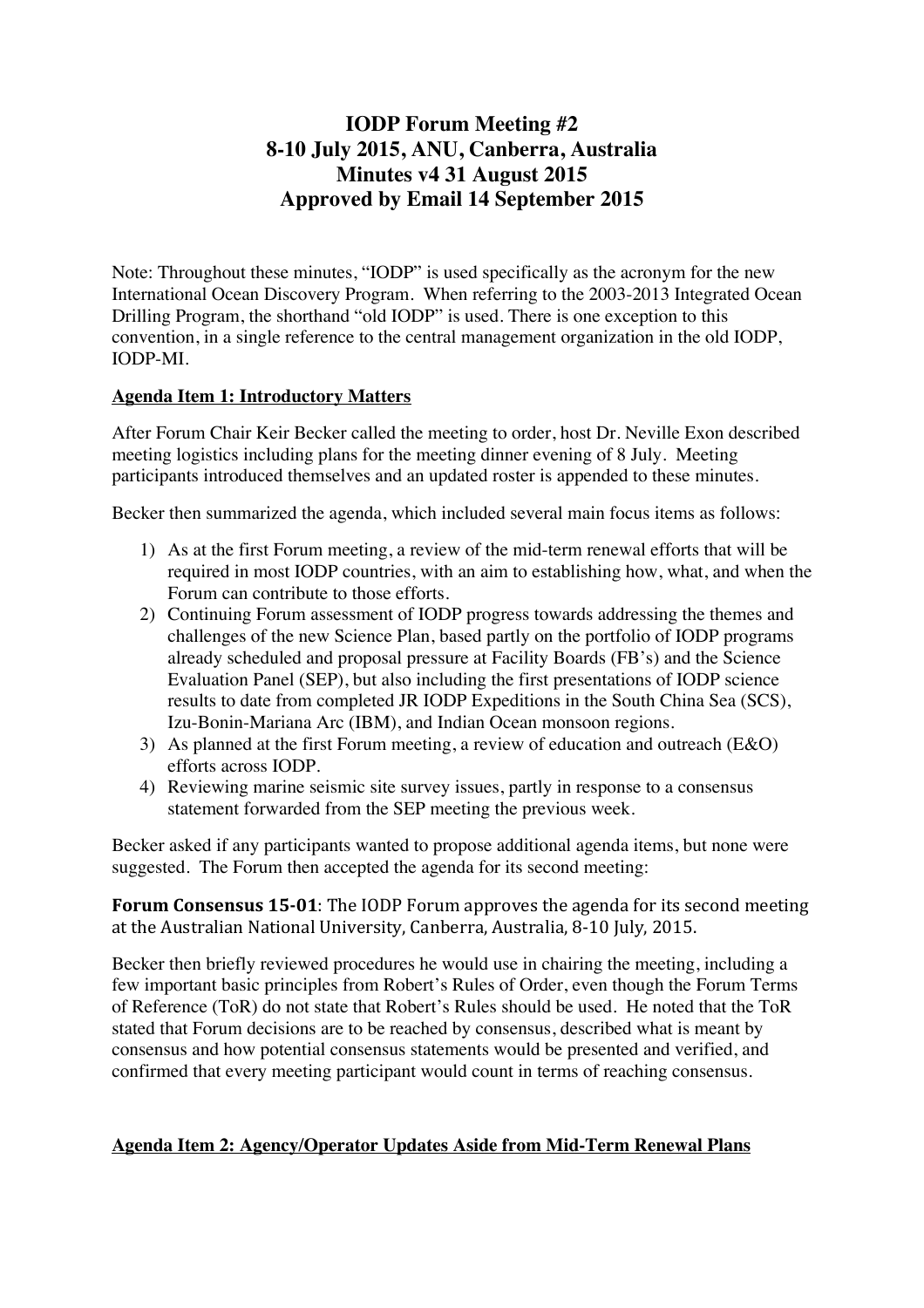# IODP Forum Meeting #2
# 8-10 July 2015, ANU, Canberra, Australia
# Minutes v4 31 August 2015
# Approved by Email 14 September 2015

Note: Throughout these minutes, "IODP" is used specifically as the acronym for the new International Ocean Discovery Program. When referring to the 2003-2013 Integrated Ocean Drilling Program, the shorthand "old IODP" is used. There is one exception to this convention, in a single reference to the central management organization in the old IODP, IODP-MI.

## Agenda Item 1: Introductory Matters

After Forum Chair Keir Becker called the meeting to order, host Dr. Neville Exon described meeting logistics including plans for the meeting dinner evening of 8 July. Meeting participants introduced themselves and an updated roster is appended to these minutes.

Becker then summarized the agenda, which included several main focus items as follows:

1) As at the first Forum meeting, a review of the mid-term renewal efforts that will be required in most IODP countries, with an aim to establishing how, what, and when the Forum can contribute to those efforts.
2) Continuing Forum assessment of IODP progress towards addressing the themes and challenges of the new Science Plan, based partly on the portfolio of IODP programs already scheduled and proposal pressure at Facility Boards (FB's) and the Science Evaluation Panel (SEP), but also including the first presentations of IODP science results to date from completed JR IODP Expeditions in the South China Sea (SCS), Izu-Bonin-Mariana Arc (IBM), and Indian Ocean monsoon regions.
3) As planned at the first Forum meeting, a review of education and outreach (E&O) efforts across IODP.
4) Reviewing marine seismic site survey issues, partly in response to a consensus statement forwarded from the SEP meeting the previous week.

Becker asked if any participants wanted to propose additional agenda items, but none were suggested. The Forum then accepted the agenda for its second meeting:

**Forum Consensus 15-01**: The IODP Forum approves the agenda for its second meeting at the Australian National University, Canberra, Australia, 8-10 July, 2015.

Becker then briefly reviewed procedures he would use in chairing the meeting, including a few important basic principles from Robert's Rules of Order, even though the Forum Terms of Reference (ToR) do not state that Robert's Rules should be used. He noted that the ToR stated that Forum decisions are to be reached by consensus, described what is meant by consensus and how potential consensus statements would be presented and verified, and confirmed that every meeting participant would count in terms of reaching consensus.

## Agenda Item 2: Agency/Operator Updates Aside from Mid-Term Renewal Plans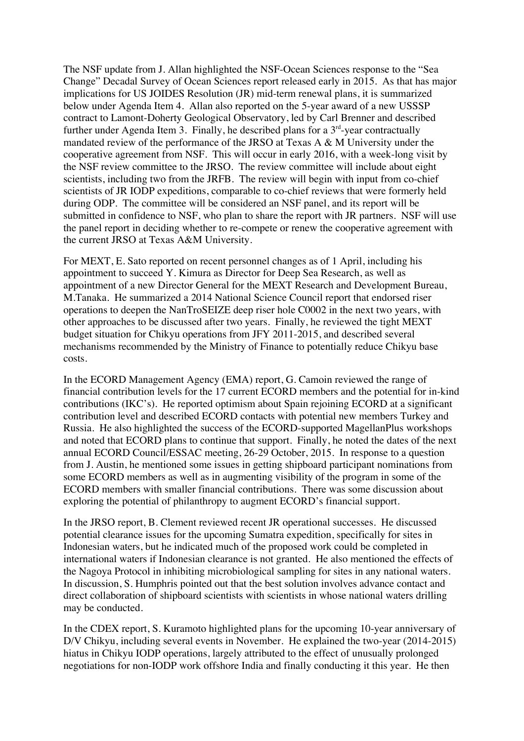The NSF update from J. Allan highlighted the NSF-Ocean Sciences response to the "Sea Change" Decadal Survey of Ocean Sciences report released early in 2015. As that has major implications for US JOIDES Resolution (JR) mid-term renewal plans, it is summarized below under Agenda Item 4. Allan also reported on the 5-year award of a new USSSP contract to Lamont-Doherty Geological Observatory, led by Carl Brenner and described further under Agenda Item 3. Finally, he described plans for a 3rd-year contractually mandated review of the performance of the JRSO at Texas A & M University under the cooperative agreement from NSF. This will occur in early 2016, with a week-long visit by the NSF review committee to the JRSO. The review committee will include about eight scientists, including two from the JRFB. The review will begin with input from co-chief scientists of JR IODP expeditions, comparable to co-chief reviews that were formerly held during ODP. The committee will be considered an NSF panel, and its report will be submitted in confidence to NSF, who plan to share the report with JR partners. NSF will use the panel report in deciding whether to re-compete or renew the cooperative agreement with the current JRSO at Texas A&M University.

For MEXT, E. Sato reported on recent personnel changes as of 1 April, including his appointment to succeed Y. Kimura as Director for Deep Sea Research, as well as appointment of a new Director General for the MEXT Research and Development Bureau, M.Tanaka. He summarized a 2014 National Science Council report that endorsed riser operations to deepen the NanTroSEIZE deep riser hole C0002 in the next two years, with other approaches to be discussed after two years. Finally, he reviewed the tight MEXT budget situation for Chikyu operations from JFY 2011-2015, and described several mechanisms recommended by the Ministry of Finance to potentially reduce Chikyu base costs.

In the ECORD Management Agency (EMA) report, G. Camoin reviewed the range of financial contribution levels for the 17 current ECORD members and the potential for in-kind contributions (IKC's). He reported optimism about Spain rejoining ECORD at a significant contribution level and described ECORD contacts with potential new members Turkey and Russia. He also highlighted the success of the ECORD-supported MagellanPlus workshops and noted that ECORD plans to continue that support. Finally, he noted the dates of the next annual ECORD Council/ESSAC meeting, 26-29 October, 2015. In response to a question from J. Austin, he mentioned some issues in getting shipboard participant nominations from some ECORD members as well as in augmenting visibility of the program in some of the ECORD members with smaller financial contributions. There was some discussion about exploring the potential of philanthropy to augment ECORD's financial support.

In the JRSO report, B. Clement reviewed recent JR operational successes. He discussed potential clearance issues for the upcoming Sumatra expedition, specifically for sites in Indonesian waters, but he indicated much of the proposed work could be completed in international waters if Indonesian clearance is not granted. He also mentioned the effects of the Nagoya Protocol in inhibiting microbiological sampling for sites in any national waters. In discussion, S. Humphris pointed out that the best solution involves advance contact and direct collaboration of shipboard scientists with scientists in whose national waters drilling may be conducted.

In the CDEX report, S. Kuramoto highlighted plans for the upcoming 10-year anniversary of D/V Chikyu, including several events in November. He explained the two-year (2014-2015) hiatus in Chikyu IODP operations, largely attributed to the effect of unusually prolonged negotiations for non-IODP work offshore India and finally conducting it this year. He then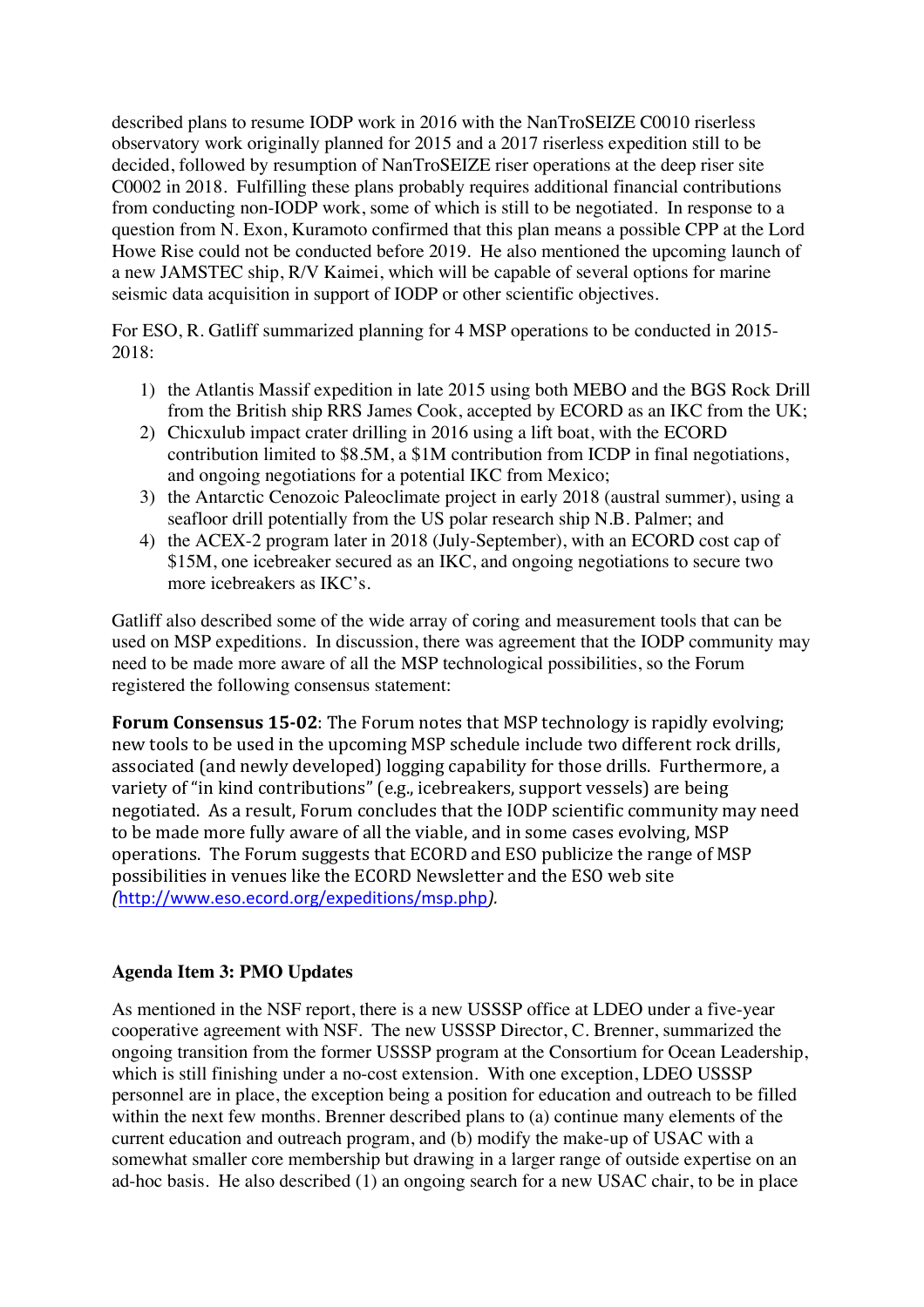described plans to resume IODP work in 2016 with the NanTroSEIZE C0010 riserless observatory work originally planned for 2015 and a 2017 riserless expedition still to be decided, followed by resumption of NanTroSEIZE riser operations at the deep riser site C0002 in 2018. Fulfilling these plans probably requires additional financial contributions from conducting non-IODP work, some of which is still to be negotiated. In response to a question from N. Exon, Kuramoto confirmed that this plan means a possible CPP at the Lord Howe Rise could not be conducted before 2019. He also mentioned the upcoming launch of a new JAMSTEC ship, R/V Kaimei, which will be capable of several options for marine seismic data acquisition in support of IODP or other scientific objectives.

For ESO, R. Gatliff summarized planning for 4 MSP operations to be conducted in 2015-2018:

1) the Atlantis Massif expedition in late 2015 using both MEBO and the BGS Rock Drill from the British ship RRS James Cook, accepted by ECORD as an IKC from the UK;
2) Chicxulub impact crater drilling in 2016 using a lift boat, with the ECORD contribution limited to $8.5M, a $1M contribution from ICDP in final negotiations, and ongoing negotiations for a potential IKC from Mexico;
3) the Antarctic Cenozoic Paleoclimate project in early 2018 (austral summer), using a seafloor drill potentially from the US polar research ship N.B. Palmer; and
4) the ACEX-2 program later in 2018 (July-September), with an ECORD cost cap of $15M, one icebreaker secured as an IKC, and ongoing negotiations to secure two more icebreakers as IKC's.

Gatliff also described some of the wide array of coring and measurement tools that can be used on MSP expeditions. In discussion, there was agreement that the IODP community may need to be made more aware of all the MSP technological possibilities, so the Forum registered the following consensus statement:

**Forum Consensus 15-02**: The Forum notes that MSP technology is rapidly evolving; new tools to be used in the upcoming MSP schedule include two different rock drills, associated (and newly developed) logging capability for those drills. Furthermore, a variety of "in kind contributions" (e.g., icebreakers, support vessels) are being negotiated. As a result, Forum concludes that the IODP scientific community may need to be made more fully aware of all the viable, and in some cases evolving, MSP operations. The Forum suggests that ECORD and ESO publicize the range of MSP possibilities in venues like the ECORD Newsletter and the ESO web site *(*http://www.eso.ecord.org/expeditions/msp.php*)*.

## Agenda Item 3: PMO Updates

As mentioned in the NSF report, there is a new USSSP office at LDEO under a five-year cooperative agreement with NSF. The new USSSP Director, C. Brenner, summarized the ongoing transition from the former USSSP program at the Consortium for Ocean Leadership, which is still finishing under a no-cost extension. With one exception, LDEO USSSP personnel are in place, the exception being a position for education and outreach to be filled within the next few months. Brenner described plans to (a) continue many elements of the current education and outreach program, and (b) modify the make-up of USAC with a somewhat smaller core membership but drawing in a larger range of outside expertise on an ad-hoc basis. He also described (1) an ongoing search for a new USAC chair, to be in place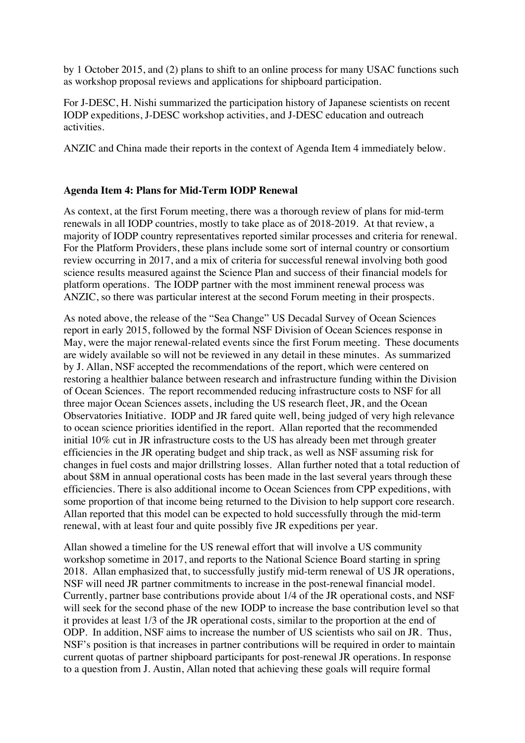by 1 October 2015, and (2) plans to shift to an online process for many USAC functions such as workshop proposal reviews and applications for shipboard participation.

For J-DESC, H. Nishi summarized the participation history of Japanese scientists on recent IODP expeditions, J-DESC workshop activities, and J-DESC education and outreach activities.

ANZIC and China made their reports in the context of Agenda Item 4 immediately below.

**Agenda Item 4: Plans for Mid-Term IODP Renewal**

As context, at the first Forum meeting, there was a thorough review of plans for mid-term renewals in all IODP countries, mostly to take place as of 2018-2019. At that review, a majority of IODP country representatives reported similar processes and criteria for renewal. For the Platform Providers, these plans include some sort of internal country or consortium review occurring in 2017, and a mix of criteria for successful renewal involving both good science results measured against the Science Plan and success of their financial models for platform operations. The IODP partner with the most imminent renewal process was ANZIC, so there was particular interest at the second Forum meeting in their prospects.

As noted above, the release of the "Sea Change" US Decadal Survey of Ocean Sciences report in early 2015, followed by the formal NSF Division of Ocean Sciences response in May, were the major renewal-related events since the first Forum meeting. These documents are widely available so will not be reviewed in any detail in these minutes. As summarized by J. Allan, NSF accepted the recommendations of the report, which were centered on restoring a healthier balance between research and infrastructure funding within the Division of Ocean Sciences. The report recommended reducing infrastructure costs to NSF for all three major Ocean Sciences assets, including the US research fleet, JR, and the Ocean Observatories Initiative. IODP and JR fared quite well, being judged of very high relevance to ocean science priorities identified in the report. Allan reported that the recommended initial 10% cut in JR infrastructure costs to the US has already been met through greater efficiencies in the JR operating budget and ship track, as well as NSF assuming risk for changes in fuel costs and major drillstring losses. Allan further noted that a total reduction of about $8M in annual operational costs has been made in the last several years through these efficiencies. There is also additional income to Ocean Sciences from CPP expeditions, with some proportion of that income being returned to the Division to help support core research. Allan reported that this model can be expected to hold successfully through the mid-term renewal, with at least four and quite possibly five JR expeditions per year.

Allan showed a timeline for the US renewal effort that will involve a US community workshop sometime in 2017, and reports to the National Science Board starting in spring 2018. Allan emphasized that, to successfully justify mid-term renewal of US JR operations, NSF will need JR partner commitments to increase in the post-renewal financial model. Currently, partner base contributions provide about 1/4 of the JR operational costs, and NSF will seek for the second phase of the new IODP to increase the base contribution level so that it provides at least 1/3 of the JR operational costs, similar to the proportion at the end of ODP. In addition, NSF aims to increase the number of US scientists who sail on JR. Thus, NSF's position is that increases in partner contributions will be required in order to maintain current quotas of partner shipboard participants for post-renewal JR operations. In response to a question from J. Austin, Allan noted that achieving these goals will require formal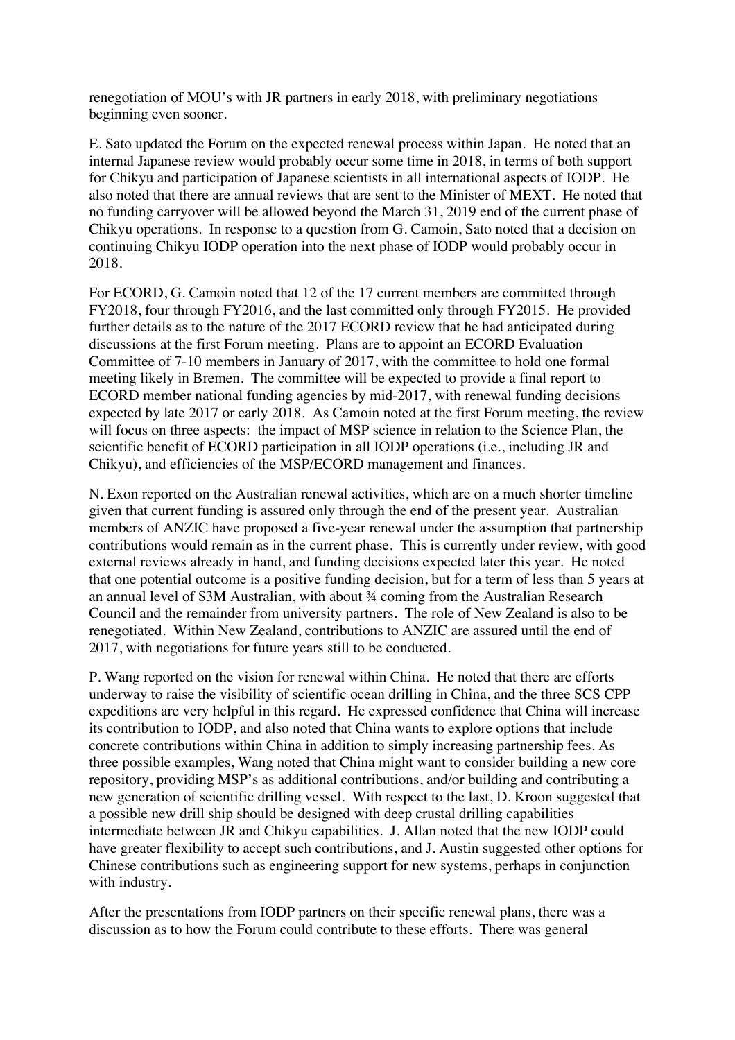renegotiation of MOU's with JR partners in early 2018, with preliminary negotiations beginning even sooner.

E. Sato updated the Forum on the expected renewal process within Japan. He noted that an internal Japanese review would probably occur some time in 2018, in terms of both support for Chikyu and participation of Japanese scientists in all international aspects of IODP. He also noted that there are annual reviews that are sent to the Minister of MEXT. He noted that no funding carryover will be allowed beyond the March 31, 2019 end of the current phase of Chikyu operations. In response to a question from G. Camoin, Sato noted that a decision on continuing Chikyu IODP operation into the next phase of IODP would probably occur in 2018.

For ECORD, G. Camoin noted that 12 of the 17 current members are committed through FY2018, four through FY2016, and the last committed only through FY2015. He provided further details as to the nature of the 2017 ECORD review that he had anticipated during discussions at the first Forum meeting. Plans are to appoint an ECORD Evaluation Committee of 7-10 members in January of 2017, with the committee to hold one formal meeting likely in Bremen. The committee will be expected to provide a final report to ECORD member national funding agencies by mid-2017, with renewal funding decisions expected by late 2017 or early 2018. As Camoin noted at the first Forum meeting, the review will focus on three aspects: the impact of MSP science in relation to the Science Plan, the scientific benefit of ECORD participation in all IODP operations (i.e., including JR and Chikyu), and efficiencies of the MSP/ECORD management and finances.

N. Exon reported on the Australian renewal activities, which are on a much shorter timeline given that current funding is assured only through the end of the present year. Australian members of ANZIC have proposed a five-year renewal under the assumption that partnership contributions would remain as in the current phase. This is currently under review, with good external reviews already in hand, and funding decisions expected later this year. He noted that one potential outcome is a positive funding decision, but for a term of less than 5 years at an annual level of $3M Australian, with about ¾ coming from the Australian Research Council and the remainder from university partners. The role of New Zealand is also to be renegotiated. Within New Zealand, contributions to ANZIC are assured until the end of 2017, with negotiations for future years still to be conducted.

P. Wang reported on the vision for renewal within China. He noted that there are efforts underway to raise the visibility of scientific ocean drilling in China, and the three SCS CPP expeditions are very helpful in this regard. He expressed confidence that China will increase its contribution to IODP, and also noted that China wants to explore options that include concrete contributions within China in addition to simply increasing partnership fees. As three possible examples, Wang noted that China might want to consider building a new core repository, providing MSP's as additional contributions, and/or building and contributing a new generation of scientific drilling vessel. With respect to the last, D. Kroon suggested that a possible new drill ship should be designed with deep crustal drilling capabilities intermediate between JR and Chikyu capabilities. J. Allan noted that the new IODP could have greater flexibility to accept such contributions, and J. Austin suggested other options for Chinese contributions such as engineering support for new systems, perhaps in conjunction with industry.

After the presentations from IODP partners on their specific renewal plans, there was a discussion as to how the Forum could contribute to these efforts. There was general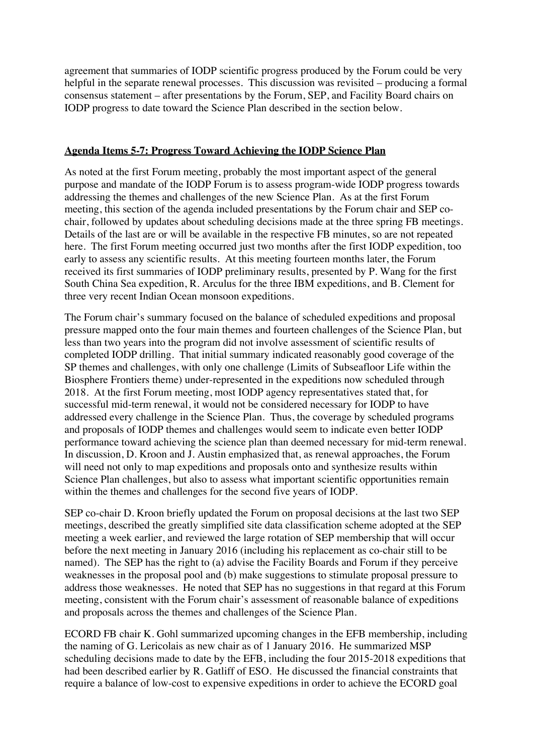agreement that summaries of IODP scientific progress produced by the Forum could be very helpful in the separate renewal processes. This discussion was revisited – producing a formal consensus statement – after presentations by the Forum, SEP, and Facility Board chairs on IODP progress to date toward the Science Plan described in the section below.

## Agenda Items 5-7: Progress Toward Achieving the IODP Science Plan

As noted at the first Forum meeting, probably the most important aspect of the general purpose and mandate of the IODP Forum is to assess program-wide IODP progress towards addressing the themes and challenges of the new Science Plan. As at the first Forum meeting, this section of the agenda included presentations by the Forum chair and SEP co-chair, followed by updates about scheduling decisions made at the three spring FB meetings. Details of the last are or will be available in the respective FB minutes, so are not repeated here. The first Forum meeting occurred just two months after the first IODP expedition, too early to assess any scientific results. At this meeting fourteen months later, the Forum received its first summaries of IODP preliminary results, presented by P. Wang for the first South China Sea expedition, R. Arculus for the three IBM expeditions, and B. Clement for three very recent Indian Ocean monsoon expeditions.

The Forum chair's summary focused on the balance of scheduled expeditions and proposal pressure mapped onto the four main themes and fourteen challenges of the Science Plan, but less than two years into the program did not involve assessment of scientific results of completed IODP drilling. That initial summary indicated reasonably good coverage of the SP themes and challenges, with only one challenge (Limits of Subseafloor Life within the Biosphere Frontiers theme) under-represented in the expeditions now scheduled through 2018. At the first Forum meeting, most IODP agency representatives stated that, for successful mid-term renewal, it would not be considered necessary for IODP to have addressed every challenge in the Science Plan. Thus, the coverage by scheduled programs and proposals of IODP themes and challenges would seem to indicate even better IODP performance toward achieving the science plan than deemed necessary for mid-term renewal. In discussion, D. Kroon and J. Austin emphasized that, as renewal approaches, the Forum will need not only to map expeditions and proposals onto and synthesize results within Science Plan challenges, but also to assess what important scientific opportunities remain within the themes and challenges for the second five years of IODP.

SEP co-chair D. Kroon briefly updated the Forum on proposal decisions at the last two SEP meetings, described the greatly simplified site data classification scheme adopted at the SEP meeting a week earlier, and reviewed the large rotation of SEP membership that will occur before the next meeting in January 2016 (including his replacement as co-chair still to be named). The SEP has the right to (a) advise the Facility Boards and Forum if they perceive weaknesses in the proposal pool and (b) make suggestions to stimulate proposal pressure to address those weaknesses. He noted that SEP has no suggestions in that regard at this Forum meeting, consistent with the Forum chair's assessment of reasonable balance of expeditions and proposals across the themes and challenges of the Science Plan.

ECORD FB chair K. Gohl summarized upcoming changes in the EFB membership, including the naming of G. Lericolais as new chair as of 1 January 2016. He summarized MSP scheduling decisions made to date by the EFB, including the four 2015-2018 expeditions that had been described earlier by R. Gatliff of ESO. He discussed the financial constraints that require a balance of low-cost to expensive expeditions in order to achieve the ECORD goal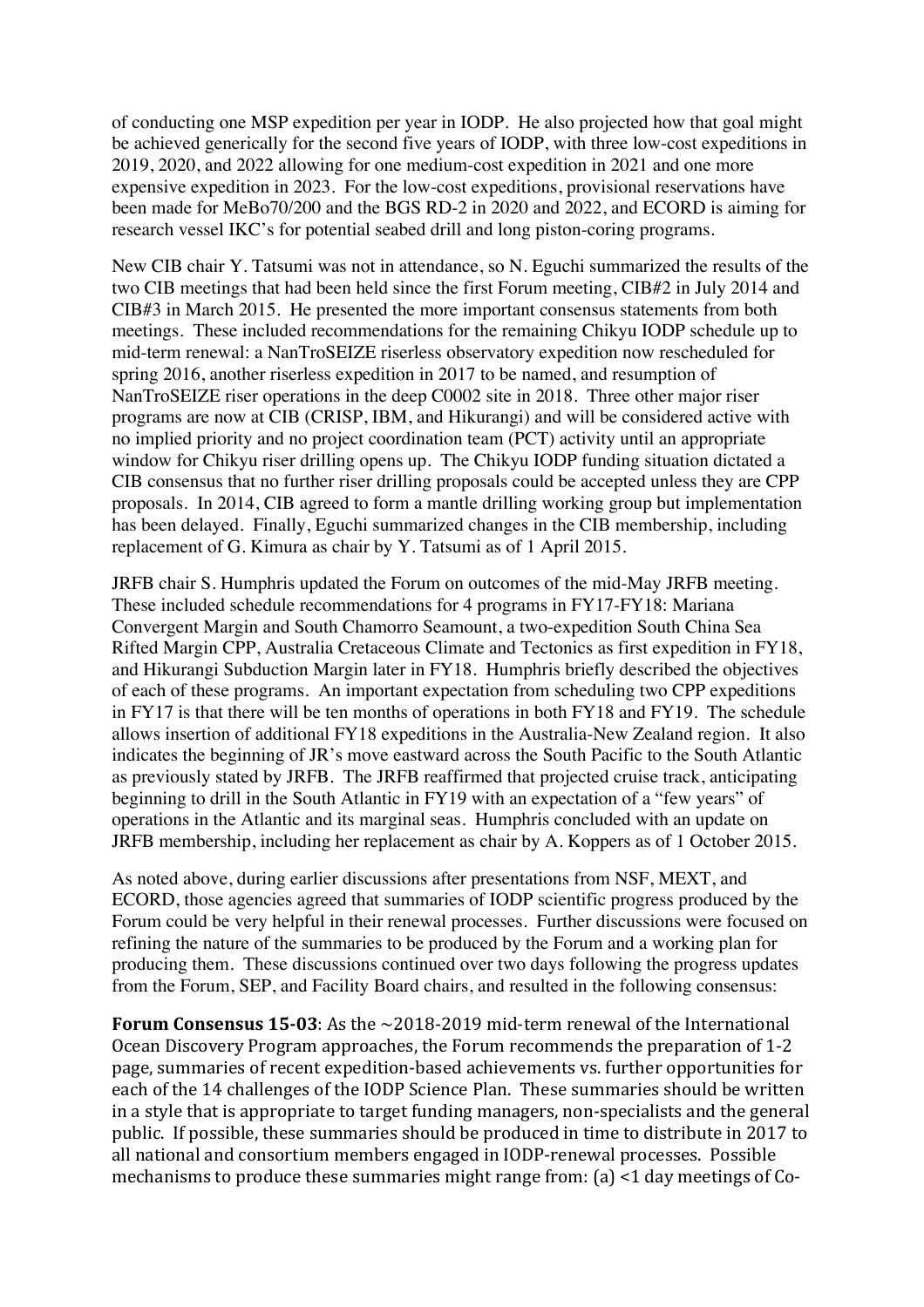of conducting one MSP expedition per year in IODP. He also projected how that goal might be achieved generically for the second five years of IODP, with three low-cost expeditions in 2019, 2020, and 2022 allowing for one medium-cost expedition in 2021 and one more expensive expedition in 2023. For the low-cost expeditions, provisional reservations have been made for MeBo70/200 and the BGS RD-2 in 2020 and 2022, and ECORD is aiming for research vessel IKC's for potential seabed drill and long piston-coring programs.

New CIB chair Y. Tatsumi was not in attendance, so N. Eguchi summarized the results of the two CIB meetings that had been held since the first Forum meeting, CIB#2 in July 2014 and CIB#3 in March 2015. He presented the more important consensus statements from both meetings. These included recommendations for the remaining Chikyu IODP schedule up to mid-term renewal: a NanTroSEIZE riserless observatory expedition now rescheduled for spring 2016, another riserless expedition in 2017 to be named, and resumption of NanTroSEIZE riser operations in the deep C0002 site in 2018. Three other major riser programs are now at CIB (CRISP, IBM, and Hikurangi) and will be considered active with no implied priority and no project coordination team (PCT) activity until an appropriate window for Chikyu riser drilling opens up. The Chikyu IODP funding situation dictated a CIB consensus that no further riser drilling proposals could be accepted unless they are CPP proposals. In 2014, CIB agreed to form a mantle drilling working group but implementation has been delayed. Finally, Eguchi summarized changes in the CIB membership, including replacement of G. Kimura as chair by Y. Tatsumi as of 1 April 2015.

JRFB chair S. Humphris updated the Forum on outcomes of the mid-May JRFB meeting. These included schedule recommendations for 4 programs in FY17-FY18: Mariana Convergent Margin and South Chamorro Seamount, a two-expedition South China Sea Rifted Margin CPP, Australia Cretaceous Climate and Tectonics as first expedition in FY18, and Hikurangi Subduction Margin later in FY18. Humphris briefly described the objectives of each of these programs. An important expectation from scheduling two CPP expeditions in FY17 is that there will be ten months of operations in both FY18 and FY19. The schedule allows insertion of additional FY18 expeditions in the Australia-New Zealand region. It also indicates the beginning of JR's move eastward across the South Pacific to the South Atlantic as previously stated by JRFB. The JRFB reaffirmed that projected cruise track, anticipating beginning to drill in the South Atlantic in FY19 with an expectation of a "few years" of operations in the Atlantic and its marginal seas. Humphris concluded with an update on JRFB membership, including her replacement as chair by A. Koppers as of 1 October 2015.

As noted above, during earlier discussions after presentations from NSF, MEXT, and ECORD, those agencies agreed that summaries of IODP scientific progress produced by the Forum could be very helpful in their renewal processes. Further discussions were focused on refining the nature of the summaries to be produced by the Forum and a working plan for producing them. These discussions continued over two days following the progress updates from the Forum, SEP, and Facility Board chairs, and resulted in the following consensus:

**Forum Consensus 15-03**: As the ~2018-2019 mid-term renewal of the International Ocean Discovery Program approaches, the Forum recommends the preparation of 1-2 page, summaries of recent expedition-based achievements vs. further opportunities for each of the 14 challenges of the IODP Science Plan. These summaries should be written in a style that is appropriate to target funding managers, non-specialists and the general public. If possible, these summaries should be produced in time to distribute in 2017 to all national and consortium members engaged in IODP-renewal processes. Possible mechanisms to produce these summaries might range from: (a) <1 day meetings of Co-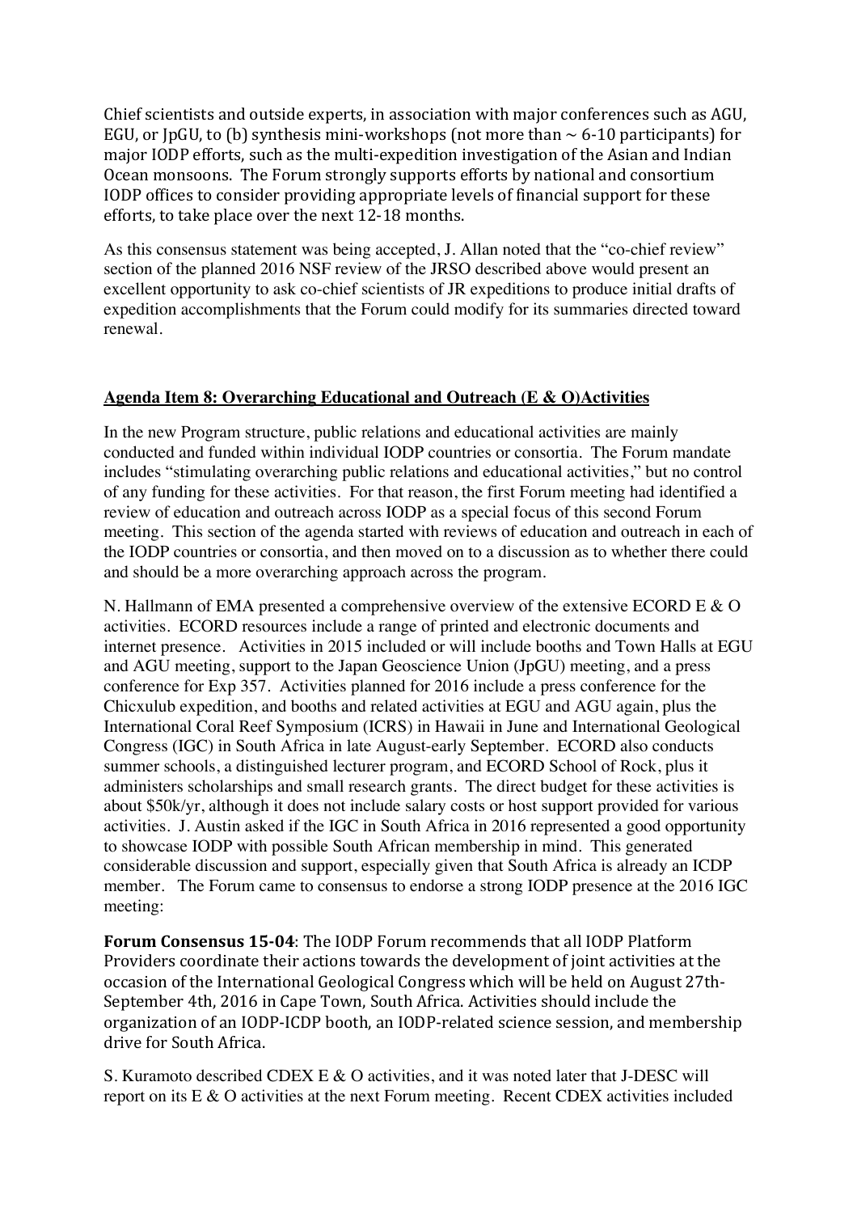Chief scientists and outside experts, in association with major conferences such as AGU, EGU, or JpGU, to (b) synthesis mini-workshops (not more than ~ 6-10 participants) for major IODP efforts, such as the multi-expedition investigation of the Asian and Indian Ocean monsoons. The Forum strongly supports efforts by national and consortium IODP offices to consider providing appropriate levels of financial support for these efforts, to take place over the next 12-18 months.

As this consensus statement was being accepted, J. Allan noted that the "co-chief review" section of the planned 2016 NSF review of the JRSO described above would present an excellent opportunity to ask co-chief scientists of JR expeditions to produce initial drafts of expedition accomplishments that the Forum could modify for its summaries directed toward renewal.

**Agenda Item 8: Overarching Educational and Outreach (E & O)Activities**

In the new Program structure, public relations and educational activities are mainly conducted and funded within individual IODP countries or consortia. The Forum mandate includes "stimulating overarching public relations and educational activities," but no control of any funding for these activities. For that reason, the first Forum meeting had identified a review of education and outreach across IODP as a special focus of this second Forum meeting. This section of the agenda started with reviews of education and outreach in each of the IODP countries or consortia, and then moved on to a discussion as to whether there could and should be a more overarching approach across the program.

N. Hallmann of EMA presented a comprehensive overview of the extensive ECORD E & O activities. ECORD resources include a range of printed and electronic documents and internet presence. Activities in 2015 included or will include booths and Town Halls at EGU and AGU meeting, support to the Japan Geoscience Union (JpGU) meeting, and a press conference for Exp 357. Activities planned for 2016 include a press conference for the Chicxulub expedition, and booths and related activities at EGU and AGU again, plus the International Coral Reef Symposium (ICRS) in Hawaii in June and International Geological Congress (IGC) in South Africa in late August-early September. ECORD also conducts summer schools, a distinguished lecturer program, and ECORD School of Rock, plus it administers scholarships and small research grants. The direct budget for these activities is about $50k/yr, although it does not include salary costs or host support provided for various activities. J. Austin asked if the IGC in South Africa in 2016 represented a good opportunity to showcase IODP with possible South African membership in mind. This generated considerable discussion and support, especially given that South Africa is already an ICDP member. The Forum came to consensus to endorse a strong IODP presence at the 2016 IGC meeting:

**Forum Consensus 15-04**: The IODP Forum recommends that all IODP Platform Providers coordinate their actions towards the development of joint activities at the occasion of the International Geological Congress which will be held on August 27th-September 4th, 2016 in Cape Town, South Africa. Activities should include the organization of an IODP-ICDP booth, an IODP-related science session, and membership drive for South Africa.

S. Kuramoto described CDEX E & O activities, and it was noted later that J-DESC will report on its E & O activities at the next Forum meeting. Recent CDEX activities included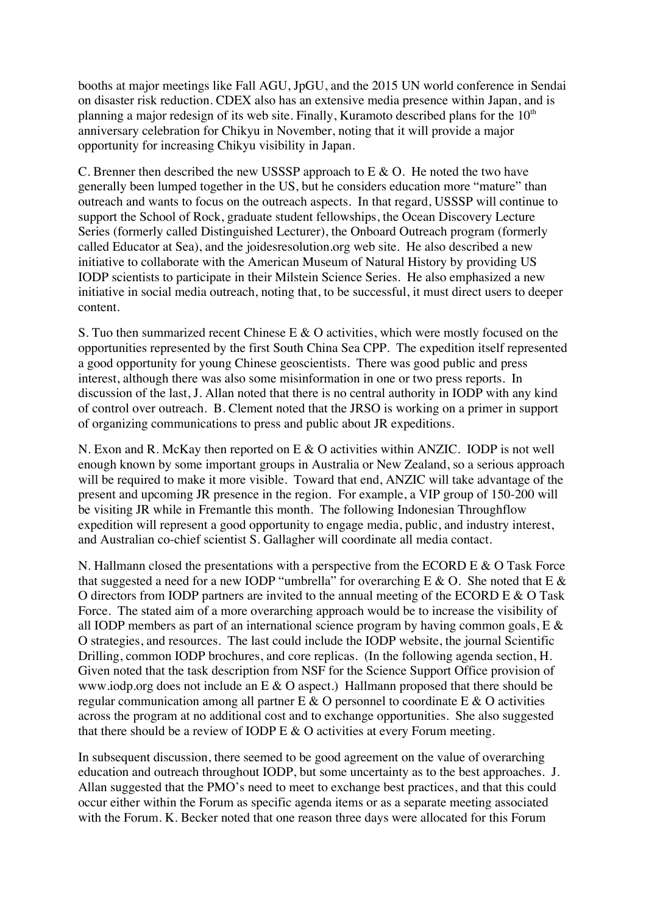booths at major meetings like Fall AGU, JpGU, and the 2015 UN world conference in Sendai on disaster risk reduction. CDEX also has an extensive media presence within Japan, and is planning a major redesign of its web site. Finally, Kuramoto described plans for the $10^{th}$ anniversary celebration for Chikyu in November, noting that it will provide a major opportunity for increasing Chikyu visibility in Japan.

C. Brenner then described the new USSSP approach to E & O. He noted the two have generally been lumped together in the US, but he considers education more "mature" than outreach and wants to focus on the outreach aspects. In that regard, USSSP will continue to support the School of Rock, graduate student fellowships, the Ocean Discovery Lecture Series (formerly called Distinguished Lecturer), the Onboard Outreach program (formerly called Educator at Sea), and the joidesresolution.org web site. He also described a new initiative to collaborate with the American Museum of Natural History by providing US IODP scientists to participate in their Milstein Science Series. He also emphasized a new initiative in social media outreach, noting that, to be successful, it must direct users to deeper content.

S. Tuo then summarized recent Chinese E & O activities, which were mostly focused on the opportunities represented by the first South China Sea CPP. The expedition itself represented a good opportunity for young Chinese geoscientists. There was good public and press interest, although there was also some misinformation in one or two press reports. In discussion of the last, J. Allan noted that there is no central authority in IODP with any kind of control over outreach. B. Clement noted that the JRSO is working on a primer in support of organizing communications to press and public about JR expeditions.

N. Exon and R. McKay then reported on E & O activities within ANZIC. IODP is not well enough known by some important groups in Australia or New Zealand, so a serious approach will be required to make it more visible. Toward that end, ANZIC will take advantage of the present and upcoming JR presence in the region. For example, a VIP group of 150-200 will be visiting JR while in Fremantle this month. The following Indonesian Throughflow expedition will represent a good opportunity to engage media, public, and industry interest, and Australian co-chief scientist S. Gallagher will coordinate all media contact.

N. Hallmann closed the presentations with a perspective from the ECORD E & O Task Force that suggested a need for a new IODP "umbrella" for overarching E & O. She noted that E & O directors from IODP partners are invited to the annual meeting of the ECORD E & O Task Force. The stated aim of a more overarching approach would be to increase the visibility of all IODP members as part of an international science program by having common goals, E & O strategies, and resources. The last could include the IODP website, the journal Scientific Drilling, common IODP brochures, and core replicas. (In the following agenda section, H. Given noted that the task description from NSF for the Science Support Office provision of www.iodp.org does not include an E & O aspect.) Hallmann proposed that there should be regular communication among all partner E & O personnel to coordinate E & O activities across the program at no additional cost and to exchange opportunities. She also suggested that there should be a review of IODP E & O activities at every Forum meeting.

In subsequent discussion, there seemed to be good agreement on the value of overarching education and outreach throughout IODP, but some uncertainty as to the best approaches. J. Allan suggested that the PMO's need to meet to exchange best practices, and that this could occur either within the Forum as specific agenda items or as a separate meeting associated with the Forum. K. Becker noted that one reason three days were allocated for this Forum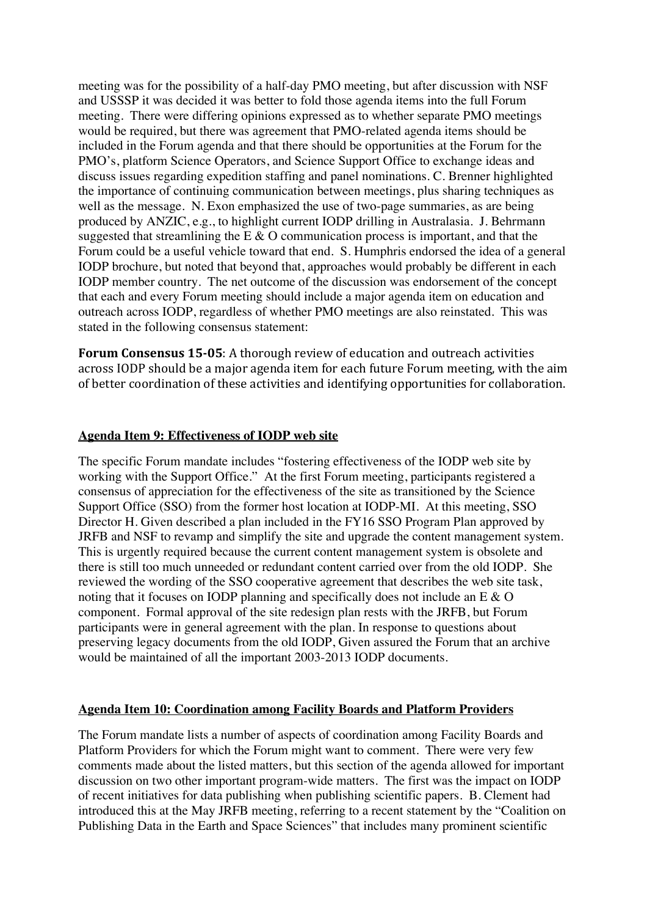meeting was for the possibility of a half-day PMO meeting, but after discussion with NSF and USSSP it was decided it was better to fold those agenda items into the full Forum meeting. There were differing opinions expressed as to whether separate PMO meetings would be required, but there was agreement that PMO-related agenda items should be included in the Forum agenda and that there should be opportunities at the Forum for the PMO's, platform Science Operators, and Science Support Office to exchange ideas and discuss issues regarding expedition staffing and panel nominations. C. Brenner highlighted the importance of continuing communication between meetings, plus sharing techniques as well as the message. N. Exon emphasized the use of two-page summaries, as are being produced by ANZIC, e.g., to highlight current IODP drilling in Australasia. J. Behrmann suggested that streamlining the E & O communication process is important, and that the Forum could be a useful vehicle toward that end. S. Humphris endorsed the idea of a general IODP brochure, but noted that beyond that, approaches would probably be different in each IODP member country. The net outcome of the discussion was endorsement of the concept that each and every Forum meeting should include a major agenda item on education and outreach across IODP, regardless of whether PMO meetings are also reinstated. This was stated in the following consensus statement:

**Forum Consensus 15-05**: A thorough review of education and outreach activities across IODP should be a major agenda item for each future Forum meeting, with the aim of better coordination of these activities and identifying opportunities for collaboration.

## Agenda Item 9: Effectiveness of IODP web site

The specific Forum mandate includes "fostering effectiveness of the IODP web site by working with the Support Office." At the first Forum meeting, participants registered a consensus of appreciation for the effectiveness of the site as transitioned by the Science Support Office (SSO) from the former host location at IODP-MI. At this meeting, SSO Director H. Given described a plan included in the FY16 SSO Program Plan approved by JRFB and NSF to revamp and simplify the site and upgrade the content management system. This is urgently required because the current content management system is obsolete and there is still too much unneeded or redundant content carried over from the old IODP. She reviewed the wording of the SSO cooperative agreement that describes the web site task, noting that it focuses on IODP planning and specifically does not include an E & O component. Formal approval of the site redesign plan rests with the JRFB, but Forum participants were in general agreement with the plan. In response to questions about preserving legacy documents from the old IODP, Given assured the Forum that an archive would be maintained of all the important 2003-2013 IODP documents.

## Agenda Item 10: Coordination among Facility Boards and Platform Providers

The Forum mandate lists a number of aspects of coordination among Facility Boards and Platform Providers for which the Forum might want to comment. There were very few comments made about the listed matters, but this section of the agenda allowed for important discussion on two other important program-wide matters. The first was the impact on IODP of recent initiatives for data publishing when publishing scientific papers. B. Clement had introduced this at the May JRFB meeting, referring to a recent statement by the "Coalition on Publishing Data in the Earth and Space Sciences" that includes many prominent scientific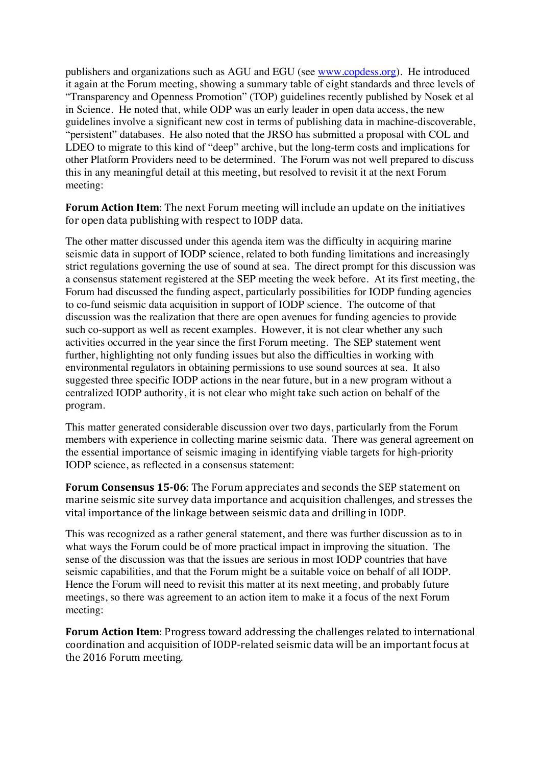publishers and organizations such as AGU and EGU (see www.copdess.org). He introduced it again at the Forum meeting, showing a summary table of eight standards and three levels of "Transparency and Openness Promotion" (TOP) guidelines recently published by Nosek et al in Science. He noted that, while ODP was an early leader in open data access, the new guidelines involve a significant new cost in terms of publishing data in machine-discoverable, "persistent" databases. He also noted that the JRSO has submitted a proposal with COL and LDEO to migrate to this kind of "deep" archive, but the long-term costs and implications for other Platform Providers need to be determined. The Forum was not well prepared to discuss this in any meaningful detail at this meeting, but resolved to revisit it at the next Forum meeting:

**Forum Action Item**: The next Forum meeting will include an update on the initiatives for open data publishing with respect to IODP data.

The other matter discussed under this agenda item was the difficulty in acquiring marine seismic data in support of IODP science, related to both funding limitations and increasingly strict regulations governing the use of sound at sea. The direct prompt for this discussion was a consensus statement registered at the SEP meeting the week before. At its first meeting, the Forum had discussed the funding aspect, particularly possibilities for IODP funding agencies to co-fund seismic data acquisition in support of IODP science. The outcome of that discussion was the realization that there are open avenues for funding agencies to provide such co-support as well as recent examples. However, it is not clear whether any such activities occurred in the year since the first Forum meeting. The SEP statement went further, highlighting not only funding issues but also the difficulties in working with environmental regulators in obtaining permissions to use sound sources at sea. It also suggested three specific IODP actions in the near future, but in a new program without a centralized IODP authority, it is not clear who might take such action on behalf of the program.

This matter generated considerable discussion over two days, particularly from the Forum members with experience in collecting marine seismic data. There was general agreement on the essential importance of seismic imaging in identifying viable targets for high-priority IODP science, as reflected in a consensus statement:

**Forum Consensus 15-06**: The Forum appreciates and seconds the SEP statement on marine seismic site survey data importance and acquisition challenges, and stresses the vital importance of the linkage between seismic data and drilling in IODP.

This was recognized as a rather general statement, and there was further discussion as to in what ways the Forum could be of more practical impact in improving the situation. The sense of the discussion was that the issues are serious in most IODP countries that have seismic capabilities, and that the Forum might be a suitable voice on behalf of all IODP. Hence the Forum will need to revisit this matter at its next meeting, and probably future meetings, so there was agreement to an action item to make it a focus of the next Forum meeting:

**Forum Action Item**: Progress toward addressing the challenges related to international coordination and acquisition of IODP-related seismic data will be an important focus at the 2016 Forum meeting.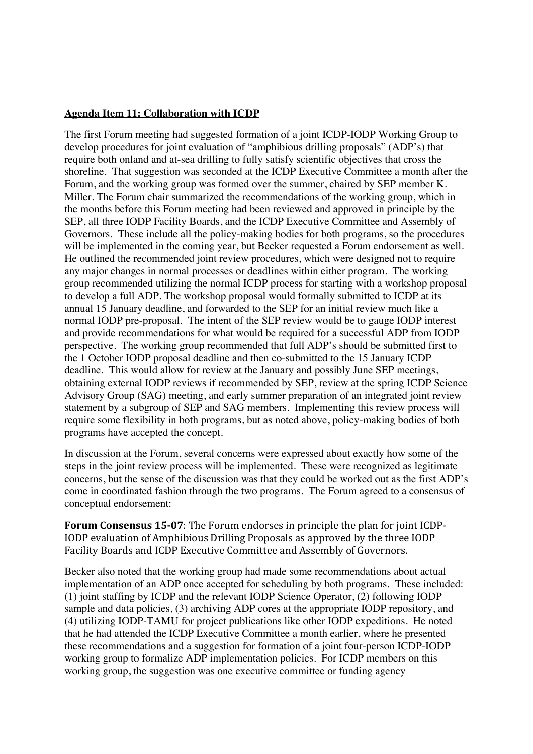**Agenda Item 11: Collaboration with ICDP**

The first Forum meeting had suggested formation of a joint ICDP-IODP Working Group to develop procedures for joint evaluation of "amphibious drilling proposals" (ADP's) that require both onland and at-sea drilling to fully satisfy scientific objectives that cross the shoreline. That suggestion was seconded at the ICDP Executive Committee a month after the Forum, and the working group was formed over the summer, chaired by SEP member K. Miller. The Forum chair summarized the recommendations of the working group, which in the months before this Forum meeting had been reviewed and approved in principle by the SEP, all three IODP Facility Boards, and the ICDP Executive Committee and Assembly of Governors. These include all the policy-making bodies for both programs, so the procedures will be implemented in the coming year, but Becker requested a Forum endorsement as well. He outlined the recommended joint review procedures, which were designed not to require any major changes in normal processes or deadlines within either program. The working group recommended utilizing the normal ICDP process for starting with a workshop proposal to develop a full ADP. The workshop proposal would formally submitted to ICDP at its annual 15 January deadline, and forwarded to the SEP for an initial review much like a normal IODP pre-proposal. The intent of the SEP review would be to gauge IODP interest and provide recommendations for what would be required for a successful ADP from IODP perspective. The working group recommended that full ADP's should be submitted first to the 1 October IODP proposal deadline and then co-submitted to the 15 January ICDP deadline. This would allow for review at the January and possibly June SEP meetings, obtaining external IODP reviews if recommended by SEP, review at the spring ICDP Science Advisory Group (SAG) meeting, and early summer preparation of an integrated joint review statement by a subgroup of SEP and SAG members. Implementing this review process will require some flexibility in both programs, but as noted above, policy-making bodies of both programs have accepted the concept.

In discussion at the Forum, several concerns were expressed about exactly how some of the steps in the joint review process will be implemented. These were recognized as legitimate concerns, but the sense of the discussion was that they could be worked out as the first ADP's come in coordinated fashion through the two programs. The Forum agreed to a consensus of conceptual endorsement:

**Forum Consensus 15-07**: The Forum endorses in principle the plan for joint ICDP-IODP evaluation of Amphibious Drilling Proposals as approved by the three IODP Facility Boards and ICDP Executive Committee and Assembly of Governors.

Becker also noted that the working group had made some recommendations about actual implementation of an ADP once accepted for scheduling by both programs. These included: (1) joint staffing by ICDP and the relevant IODP Science Operator, (2) following IODP sample and data policies, (3) archiving ADP cores at the appropriate IODP repository, and (4) utilizing IODP-TAMU for project publications like other IODP expeditions. He noted that he had attended the ICDP Executive Committee a month earlier, where he presented these recommendations and a suggestion for formation of a joint four-person ICDP-IODP working group to formalize ADP implementation policies. For ICDP members on this working group, the suggestion was one executive committee or funding agency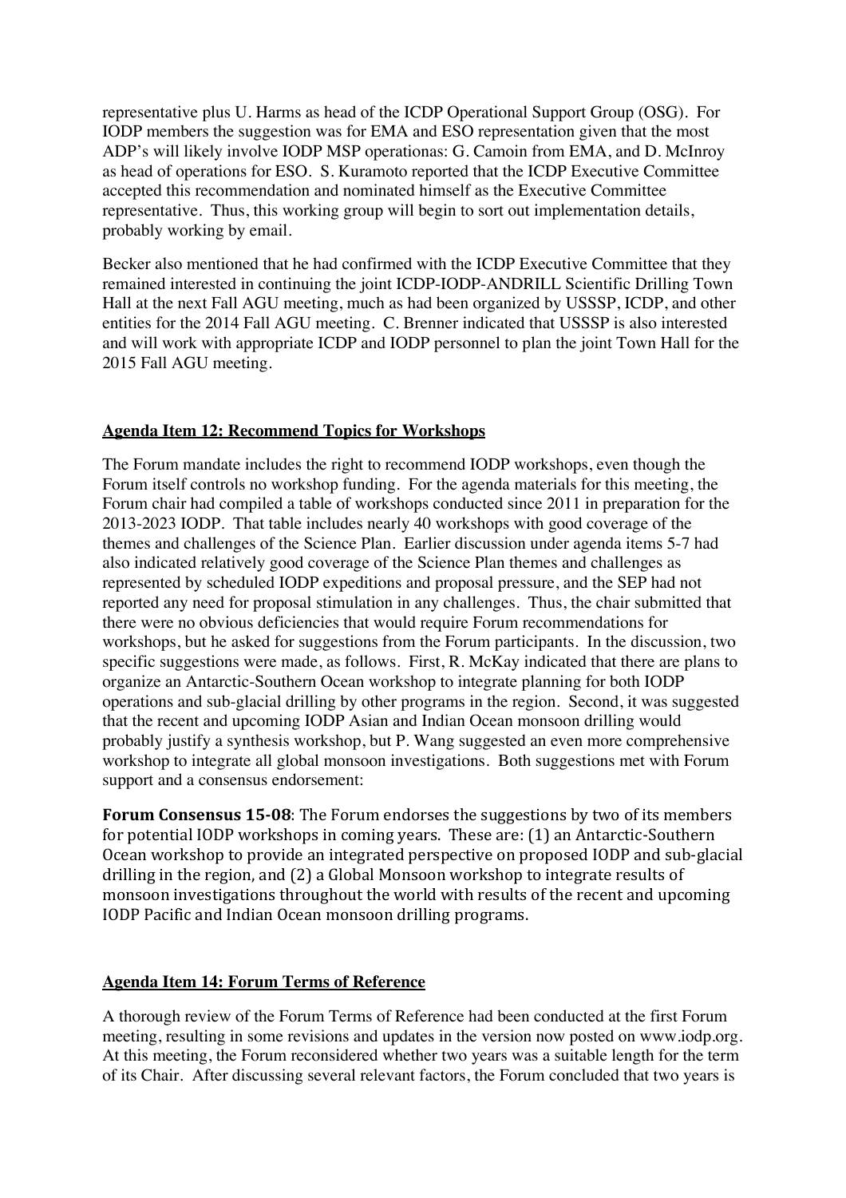representative plus U. Harms as head of the ICDP Operational Support Group (OSG). For IODP members the suggestion was for EMA and ESO representation given that the most ADP's will likely involve IODP MSP operationas: G. Camoin from EMA, and D. McInroy as head of operations for ESO. S. Kuramoto reported that the ICDP Executive Committee accepted this recommendation and nominated himself as the Executive Committee representative. Thus, this working group will begin to sort out implementation details, probably working by email.

Becker also mentioned that he had confirmed with the ICDP Executive Committee that they remained interested in continuing the joint ICDP-IODP-ANDRILL Scientific Drilling Town Hall at the next Fall AGU meeting, much as had been organized by USSSP, ICDP, and other entities for the 2014 Fall AGU meeting. C. Brenner indicated that USSSP is also interested and will work with appropriate ICDP and IODP personnel to plan the joint Town Hall for the 2015 Fall AGU meeting.

## Agenda Item 12: Recommend Topics for Workshops

The Forum mandate includes the right to recommend IODP workshops, even though the Forum itself controls no workshop funding. For the agenda materials for this meeting, the Forum chair had compiled a table of workshops conducted since 2011 in preparation for the 2013-2023 IODP. That table includes nearly 40 workshops with good coverage of the themes and challenges of the Science Plan. Earlier discussion under agenda items 5-7 had also indicated relatively good coverage of the Science Plan themes and challenges as represented by scheduled IODP expeditions and proposal pressure, and the SEP had not reported any need for proposal stimulation in any challenges. Thus, the chair submitted that there were no obvious deficiencies that would require Forum recommendations for workshops, but he asked for suggestions from the Forum participants. In the discussion, two specific suggestions were made, as follows. First, R. McKay indicated that there are plans to organize an Antarctic-Southern Ocean workshop to integrate planning for both IODP operations and sub-glacial drilling by other programs in the region. Second, it was suggested that the recent and upcoming IODP Asian and Indian Ocean monsoon drilling would probably justify a synthesis workshop, but P. Wang suggested an even more comprehensive workshop to integrate all global monsoon investigations. Both suggestions met with Forum support and a consensus endorsement:

**Forum Consensus 15-08**: The Forum endorses the suggestions by two of its members for potential IODP workshops in coming years. These are: (1) an Antarctic-Southern Ocean workshop to provide an integrated perspective on proposed IODP and sub-glacial drilling in the region, and (2) a Global Monsoon workshop to integrate results of monsoon investigations throughout the world with results of the recent and upcoming IODP Pacific and Indian Ocean monsoon drilling programs.

## Agenda Item 14: Forum Terms of Reference

A thorough review of the Forum Terms of Reference had been conducted at the first Forum meeting, resulting in some revisions and updates in the version now posted on www.iodp.org. At this meeting, the Forum reconsidered whether two years was a suitable length for the term of its Chair. After discussing several relevant factors, the Forum concluded that two years is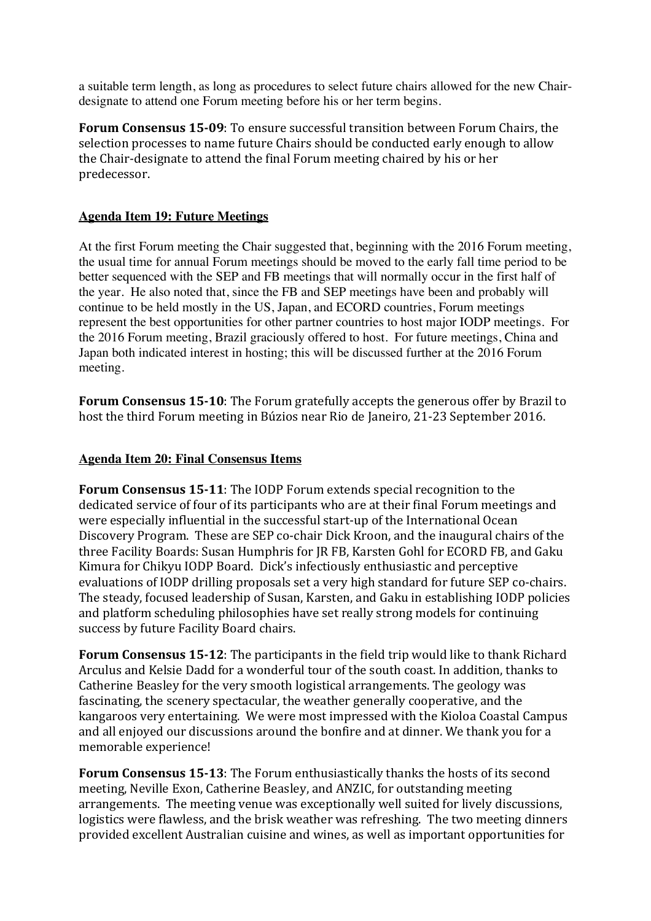a suitable term length, as long as procedures to select future chairs allowed for the new Chair-designate to attend one Forum meeting before his or her term begins.

**Forum Consensus 15-09**: To ensure successful transition between Forum Chairs, the selection processes to name future Chairs should be conducted early enough to allow the Chair-designate to attend the final Forum meeting chaired by his or her predecessor.

## Agenda Item 19: Future Meetings

At the first Forum meeting the Chair suggested that, beginning with the 2016 Forum meeting, the usual time for annual Forum meetings should be moved to the early fall time period to be better sequenced with the SEP and FB meetings that will normally occur in the first half of the year. He also noted that, since the FB and SEP meetings have been and probably will continue to be held mostly in the US, Japan, and ECORD countries, Forum meetings represent the best opportunities for other partner countries to host major IODP meetings. For the 2016 Forum meeting, Brazil graciously offered to host. For future meetings, China and Japan both indicated interest in hosting; this will be discussed further at the 2016 Forum meeting.

**Forum Consensus 15-10**: The Forum gratefully accepts the generous offer by Brazil to host the third Forum meeting in Búzios near Rio de Janeiro, 21-23 September 2016.

## Agenda Item 20: Final Consensus Items

**Forum Consensus 15-11**: The IODP Forum extends special recognition to the dedicated service of four of its participants who are at their final Forum meetings and were especially influential in the successful start-up of the International Ocean Discovery Program. These are SEP co-chair Dick Kroon, and the inaugural chairs of the three Facility Boards: Susan Humphris for JR FB, Karsten Gohl for ECORD FB, and Gaku Kimura for Chikyu IODP Board. Dick's infectiously enthusiastic and perceptive evaluations of IODP drilling proposals set a very high standard for future SEP co-chairs. The steady, focused leadership of Susan, Karsten, and Gaku in establishing IODP policies and platform scheduling philosophies have set really strong models for continuing success by future Facility Board chairs.

**Forum Consensus 15-12**: The participants in the field trip would like to thank Richard Arculus and Kelsie Dadd for a wonderful tour of the south coast. In addition, thanks to Catherine Beasley for the very smooth logistical arrangements. The geology was fascinating, the scenery spectacular, the weather generally cooperative, and the kangaroos very entertaining. We were most impressed with the Kioloa Coastal Campus and all enjoyed our discussions around the bonfire and at dinner. We thank you for a memorable experience!

**Forum Consensus 15-13**: The Forum enthusiastically thanks the hosts of its second meeting, Neville Exon, Catherine Beasley, and ANZIC, for outstanding meeting arrangements. The meeting venue was exceptionally well suited for lively discussions, logistics were flawless, and the brisk weather was refreshing. The two meeting dinners provided excellent Australian cuisine and wines, as well as important opportunities for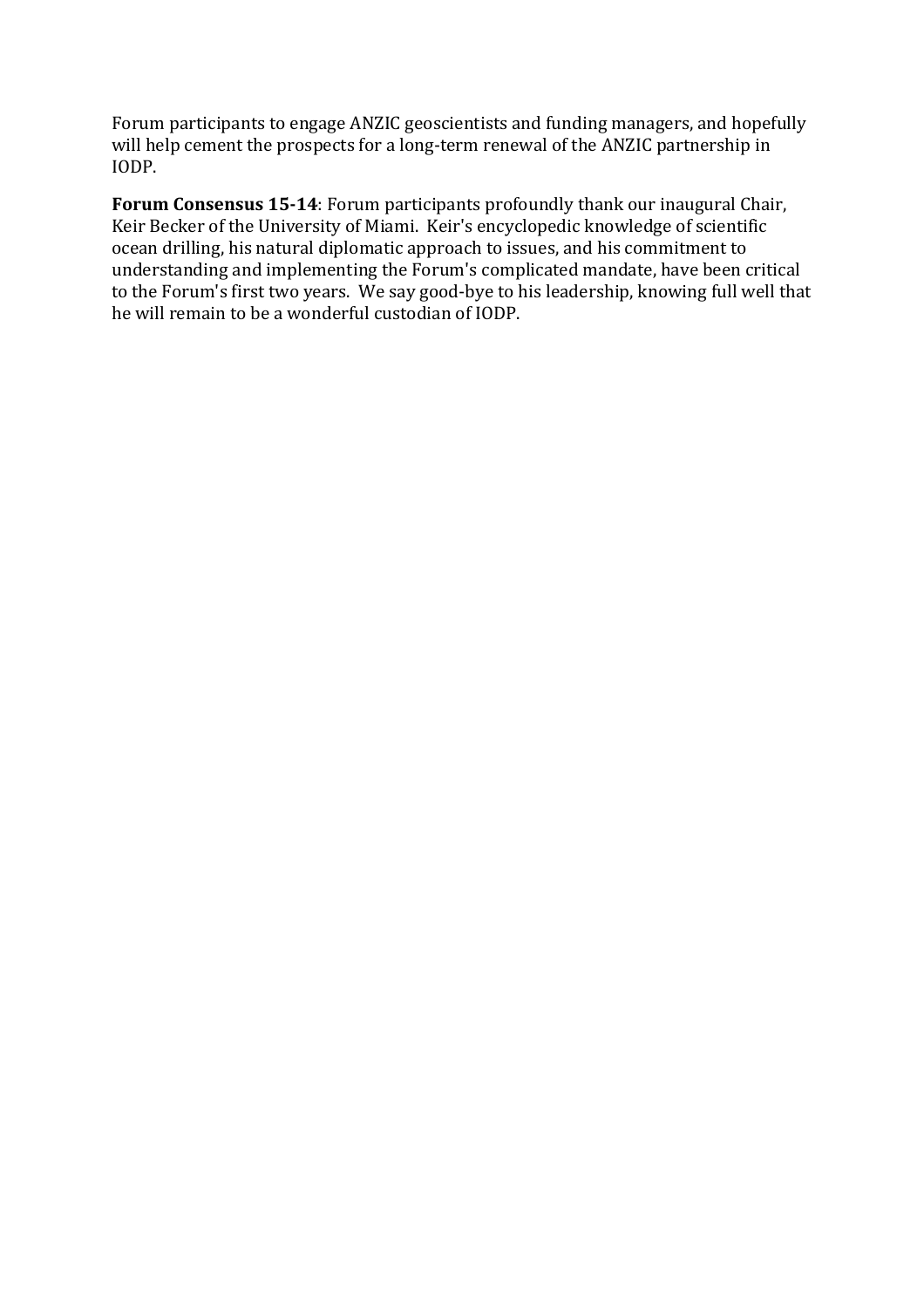Forum participants to engage ANZIC geoscientists and funding managers, and hopefully will help cement the prospects for a long-term renewal of the ANZIC partnership in IODP.

**Forum Consensus 15-14**: Forum participants profoundly thank our inaugural Chair, Keir Becker of the University of Miami. Keir's encyclopedic knowledge of scientific ocean drilling, his natural diplomatic approach to issues, and his commitment to understanding and implementing the Forum's complicated mandate, have been critical to the Forum's first two years. We say good-bye to his leadership, knowing full well that he will remain to be a wonderful custodian of IODP.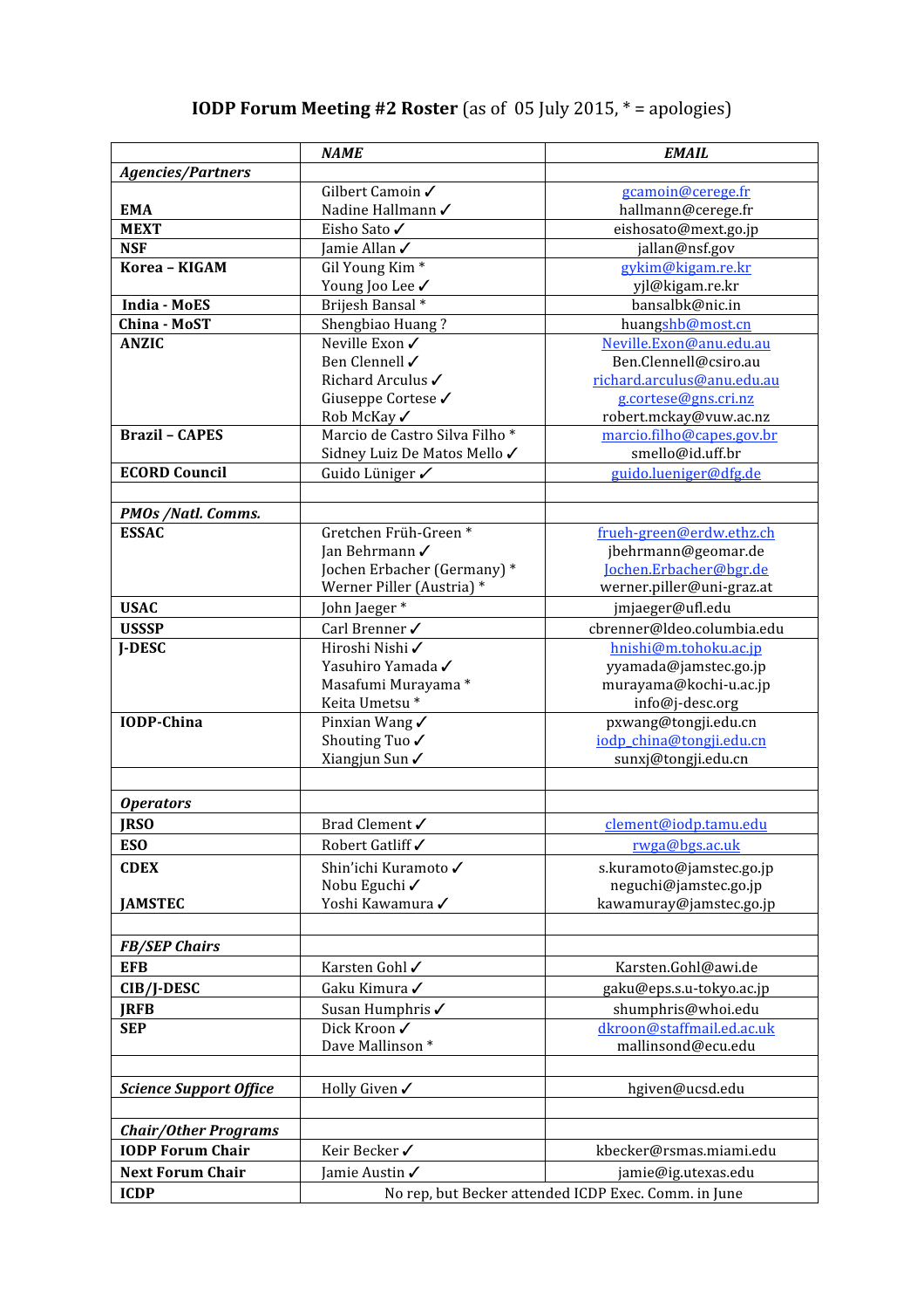**IODP Forum Meeting #2 Roster** (as of 05 July 2015, * = apologies)

| | *NAME* | *EMAIL* |
|---|---|---|
| ***Agencies/Partners*** | | |
| **EMA** | Gilbert Camoin ✓<br>Nadine Hallmann ✓ | gcamoin@cerege.fr<br>hallmann@cerege.fr |
| **MEXT** | Eisho Sato ✓ | eishosato@mext.go.jp |
| **NSF** | Jamie Allan ✓ | jallan@nsf.gov |
| **Korea – KIGAM** | Gil Young Kim *<br>Young Joo Lee ✓ | gykim@kigam.re.kr<br>yjl@kigam.re.kr |
| **India - MoES** | Brijesh Bansal * | bansalbk@nic.in |
| **China - MoST** | Shengbiao Huang ? | huangshb@most.cn |
| **ANZIC** | Neville Exon ✓<br>Ben Clennell ✓<br>Richard Arculus ✓<br>Giuseppe Cortese ✓<br>Rob McKay ✓ | Neville.Exon@anu.edu.au<br>Ben.Clennell@csiro.au<br>richard.arculus@anu.edu.au<br>g.cortese@gns.cri.nz<br>robert.mckay@vuw.ac.nz |
| **Brazil – CAPES** | Marcio de Castro Silva Filho *<br>Sidney Luiz De Matos Mello ✓ | marcio.filho@capes.gov.br<br>smello@id.uff.br |
| **ECORD Council** | Guido Lüniger ✓ | guido.lueniger@dfg.de |
| | | |
| ***PMOs /Natl. Comms.*** | | |
| **ESSAC** | Gretchen Früh-Green *<br>Jan Behrmann ✓<br>Jochen Erbacher (Germany) *<br>Werner Piller (Austria) * | frueh-green@erdw.ethz.ch<br>jbehrmann@geomar.de<br>Jochen.Erbacher@bgr.de<br>werner.piller@uni-graz.at |
| **USAC** | John Jaeger * | jmjaeger@ufl.edu |
| **USSSP** | Carl Brenner ✓ | cbrenner@ldeo.columbia.edu |
| **J-DESC** | Hiroshi Nishi ✓<br>Yasuhiro Yamada ✓<br>Masafumi Murayama *<br>Keita Umetsu * | hnishi@m.tohoku.ac.jp<br>yyamada@jamstec.go.jp<br>murayama@kochi-u.ac.jp<br>info@j-desc.org |
| **IODP-China** | Pinxian Wang ✓<br>Shouting Tuo ✓<br>Xiangjun Sun ✓ | pxwang@tongji.edu.cn<br>iodp_china@tongji.edu.cn<br>sunxj@tongji.edu.cn |
| | | |
| ***Operators*** | | |
| **JRSO** | Brad Clement ✓ | clement@iodp.tamu.edu |
| **ESO** | Robert Gatliff ✓ | rwga@bgs.ac.uk |
| **CDEX**<br><br>**JAMSTEC** | Shin'ichi Kuramoto ✓<br>Nobu Eguchi ✓<br>Yoshi Kawamura ✓ | s.kuramoto@jamstec.go.jp<br>neguchi@jamstec.go.jp<br>kawamuray@jamstec.go.jp |
| | | |
| ***FB/SEP Chairs*** | | |
| **EFB** | Karsten Gohl ✓ | Karsten.Gohl@awi.de |
| **CIB/J-DESC** | Gaku Kimura ✓ | gaku@eps.s.u-tokyo.ac.jp |
| **JRFB** | Susan Humphris ✓ | shumphris@whoi.edu |
| **SEP** | Dick Kroon ✓<br>Dave Mallinson * | dkroon@staffmail.ed.ac.uk<br>mallinsond@ecu.edu |
| | | |
| ***Science Support Office*** | Holly Given ✓ | hgiven@ucsd.edu |
| | | |
| ***Chair/Other Programs*** | | |
| **IODP Forum Chair** | Keir Becker ✓ | kbecker@rsmas.miami.edu |
| **Next Forum Chair** | Jamie Austin ✓ | jamie@ig.utexas.edu |
| **ICDP** | No rep, but Becker attended ICDP Exec. Comm. in June | |